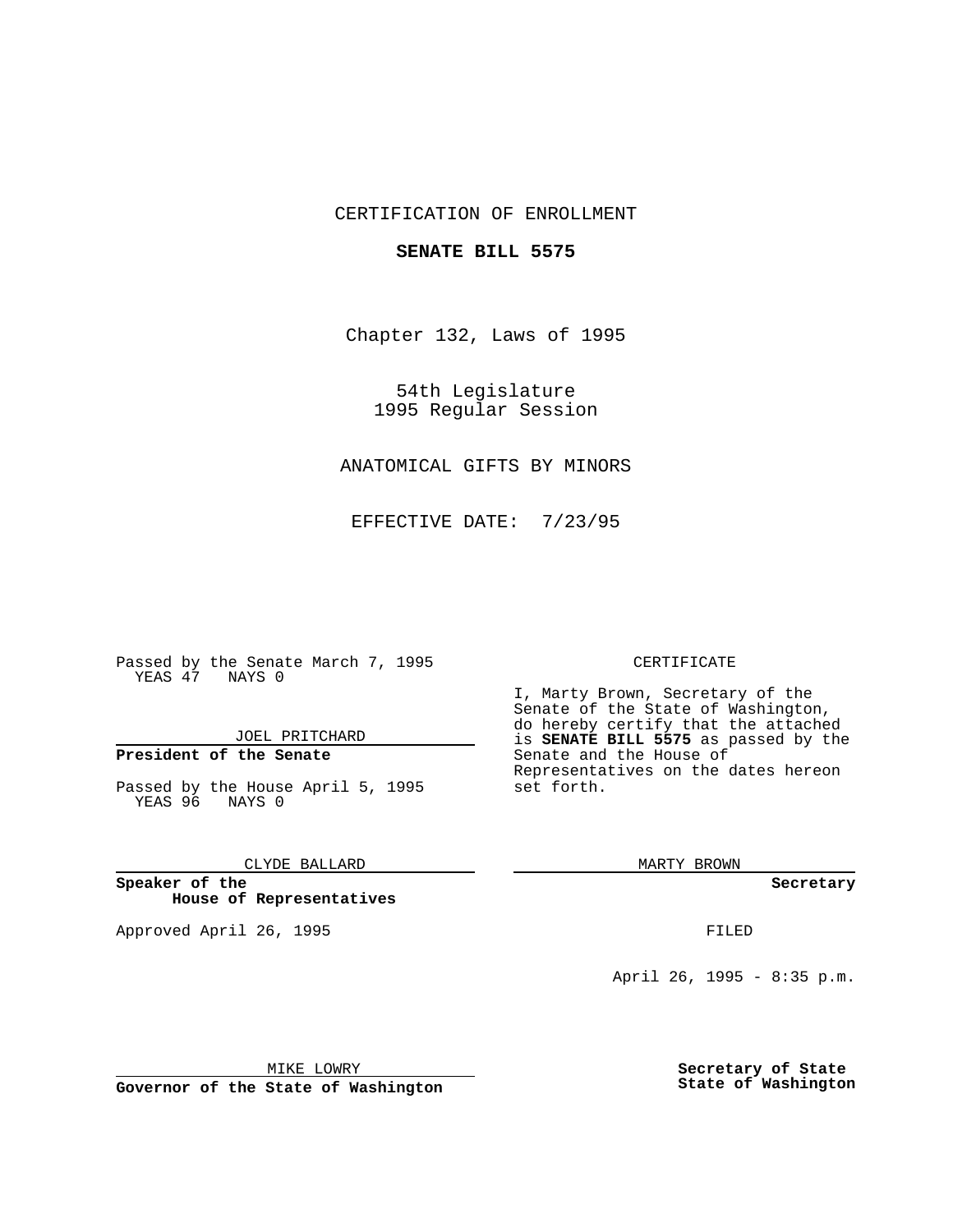CERTIFICATION OF ENROLLMENT

**SENATE BILL 5575**

Chapter 132, Laws of 1995

54th Legislature
1995 Regular Session

ANATOMICAL GIFTS BY MINORS

EFFECTIVE DATE: 7/23/95

Passed by the Senate March 7, 1995
YEAS 47 NAYS 0

JOEL PRITCHARD

**President of the Senate**

Passed by the House April 5, 1995
YEAS 96 NAYS 0

CLYDE BALLARD

**Speaker of the House of Representatives**

Approved April 26, 1995

MIKE LOWRY

**Governor of the State of Washington**

CERTIFICATE

I, Marty Brown, Secretary of the Senate of the State of Washington, do hereby certify that the attached is **SENATE BILL 5575** as passed by the Senate and the House of Representatives on the dates hereon set forth.

MARTY BROWN

**Secretary**

FILED

April 26, 1995 - 8:35 p.m.

**Secretary of State**
**State of Washington**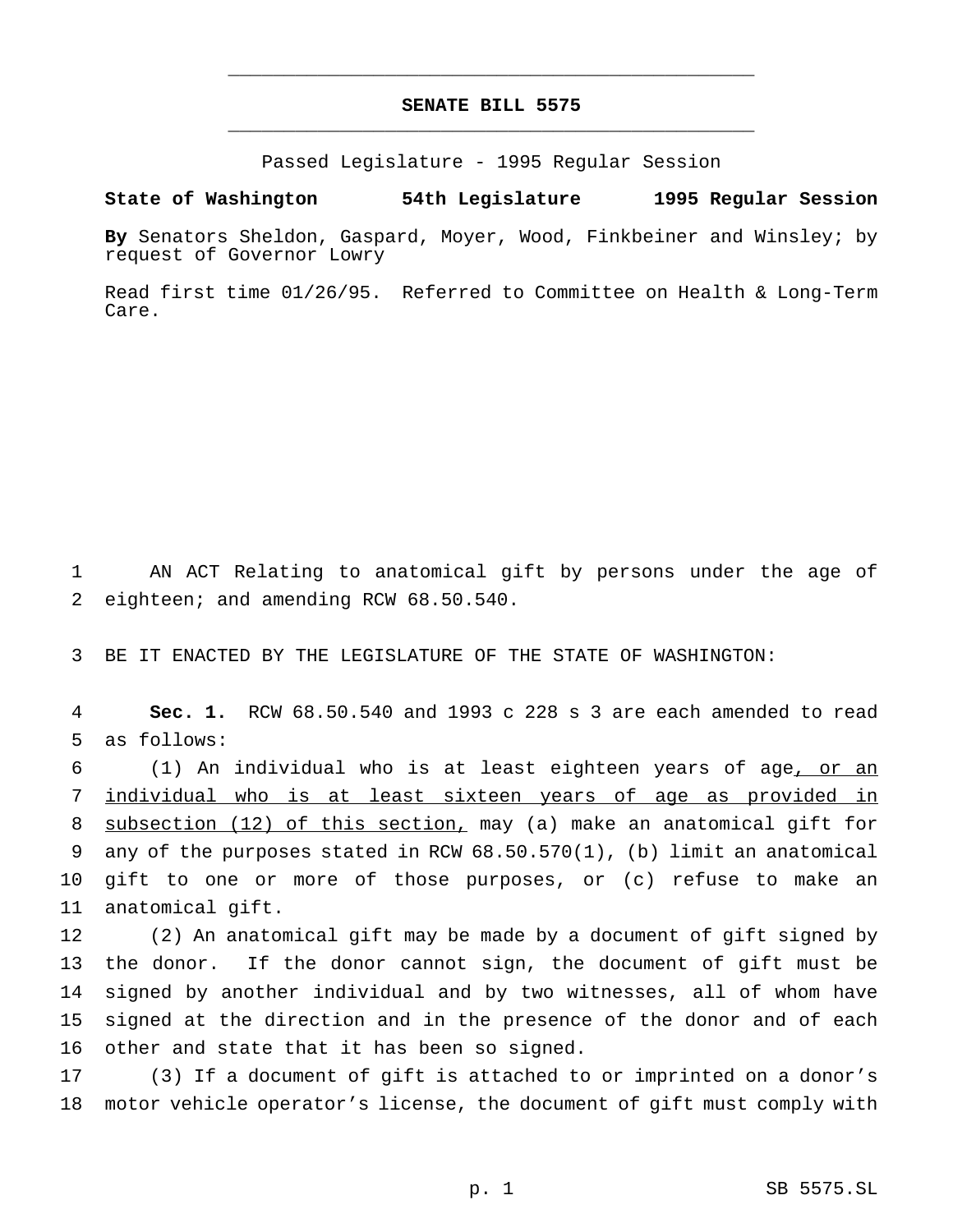# SENATE BILL 5575

Passed Legislature - 1995 Regular Session

**State of Washington 54th Legislature 1995 Regular Session**

**By** Senators Sheldon, Gaspard, Moyer, Wood, Finkbeiner and Winsley; by request of Governor Lowry

Read first time 01/26/95. Referred to Committee on Health & Long-Term Care.

AN ACT Relating to anatomical gift by persons under the age of eighteen; and amending RCW 68.50.540.

BE IT ENACTED BY THE LEGISLATURE OF THE STATE OF WASHINGTON:

**Sec. 1.** RCW 68.50.540 and 1993 c 228 s 3 are each amended to read as follows:

(1) An individual who is at least eighteen years of age, or an individual who is at least sixteen years of age as provided in subsection (12) of this section, may (a) make an anatomical gift for any of the purposes stated in RCW 68.50.570(1), (b) limit an anatomical gift to one or more of those purposes, or (c) refuse to make an anatomical gift.

(2) An anatomical gift may be made by a document of gift signed by the donor. If the donor cannot sign, the document of gift must be signed by another individual and by two witnesses, all of whom have signed at the direction and in the presence of the donor and of each other and state that it has been so signed.

(3) If a document of gift is attached to or imprinted on a donor's motor vehicle operator's license, the document of gift must comply with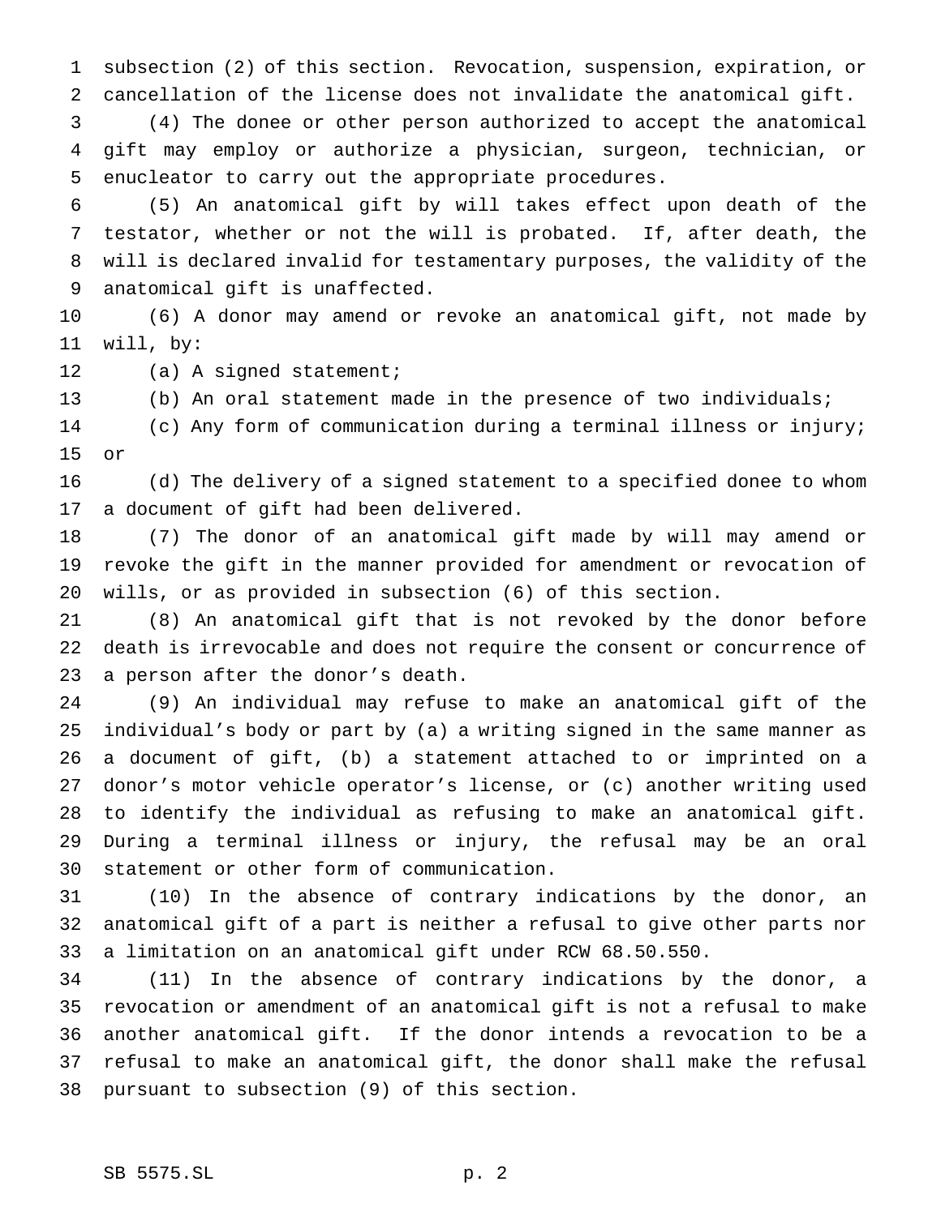subsection (2) of this section. Revocation, suspension, expiration, or cancellation of the license does not invalidate the anatomical gift.

(4) The donee or other person authorized to accept the anatomical gift may employ or authorize a physician, surgeon, technician, or enucleator to carry out the appropriate procedures.

(5) An anatomical gift by will takes effect upon death of the testator, whether or not the will is probated. If, after death, the will is declared invalid for testamentary purposes, the validity of the anatomical gift is unaffected.

(6) A donor may amend or revoke an anatomical gift, not made by will, by:

(a) A signed statement;

(b) An oral statement made in the presence of two individuals;

(c) Any form of communication during a terminal illness or injury; or

(d) The delivery of a signed statement to a specified donee to whom a document of gift had been delivered.

(7) The donor of an anatomical gift made by will may amend or revoke the gift in the manner provided for amendment or revocation of wills, or as provided in subsection (6) of this section.

(8) An anatomical gift that is not revoked by the donor before death is irrevocable and does not require the consent or concurrence of a person after the donor's death.

(9) An individual may refuse to make an anatomical gift of the individual's body or part by (a) a writing signed in the same manner as a document of gift, (b) a statement attached to or imprinted on a donor's motor vehicle operator's license, or (c) another writing used to identify the individual as refusing to make an anatomical gift. During a terminal illness or injury, the refusal may be an oral statement or other form of communication.

(10) In the absence of contrary indications by the donor, an anatomical gift of a part is neither a refusal to give other parts nor a limitation on an anatomical gift under RCW 68.50.550.

(11) In the absence of contrary indications by the donor, a revocation or amendment of an anatomical gift is not a refusal to make another anatomical gift. If the donor intends a revocation to be a refusal to make an anatomical gift, the donor shall make the refusal pursuant to subsection (9) of this section.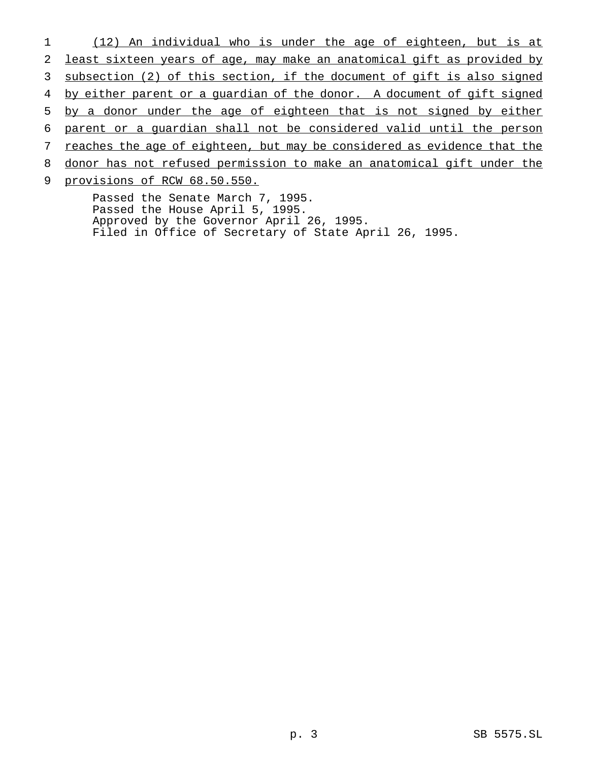(12) An individual who is under the age of eighteen, but is at least sixteen years of age, may make an anatomical gift as provided by subsection (2) of this section, if the document of gift is also signed by either parent or a guardian of the donor. A document of gift signed by a donor under the age of eighteen that is not signed by either parent or a guardian shall not be considered valid until the person reaches the age of eighteen, but may be considered as evidence that the donor has not refused permission to make an anatomical gift under the provisions of RCW 68.50.550.

Passed the Senate March 7, 1995.
Passed the House April 5, 1995.
Approved by the Governor April 26, 1995.
Filed in Office of Secretary of State April 26, 1995.